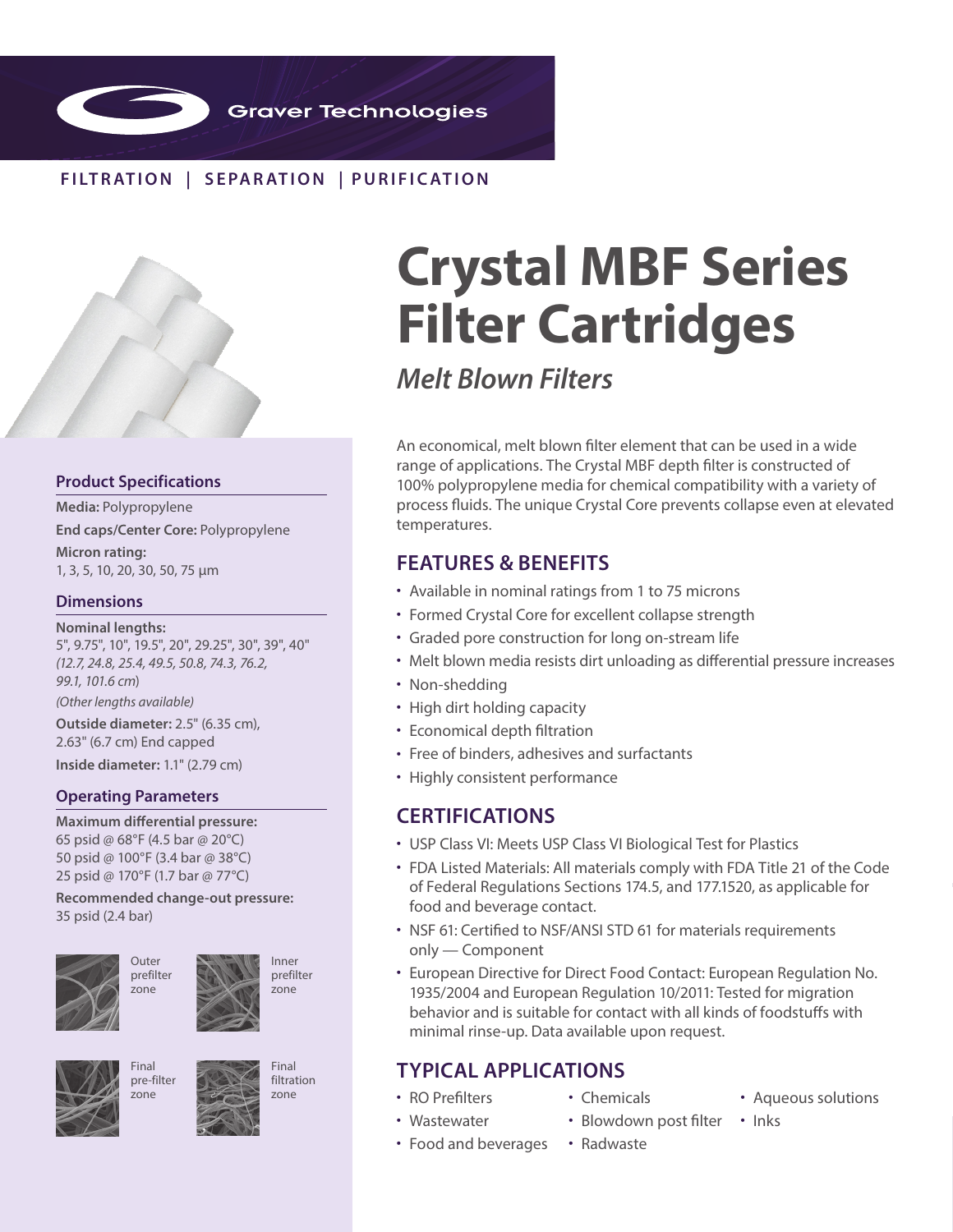Graver Technologies

FILTRATION | SEPARATION | PURIFICATION

# Crystal MBF Series Filter Cartridges

## *Melt Blown Filters*

An economical, melt blown filter element that can be used in a wide range of applications. The Crystal MBF depth filter is constructed of 100% polypropylene media for chemical compatibility with a variety of process fluids. The unique Crystal Core prevents collapse even at elevated temperatures.

### Product Specifications

**Media:** Polypropylene

**End caps/Center Core:** Polypropylene

**Micron rating:**
1, 3, 5, 10, 20, 30, 50, 75 µm

### Dimensions

**Nominal lengths:**
5", 9.75", 10", 19.5", 20", 29.25", 30", 39", 40" *(12.7, 24.8, 25.4, 49.5, 50.8, 74.3, 76.2, 99.1, 101.6 cm)*

*(Other lengths available)*

**Outside diameter:** 2.5" (6.35 cm), 2.63" (6.7 cm) End capped

**Inside diameter:** 1.1" (2.79 cm)

### Operating Parameters

**Maximum differential pressure:**
65 psid @ 68°F (4.5 bar @ 20°C)
50 psid @ 100°F (3.4 bar @ 38°C)
25 psid @ 170°F (1.7 bar @ 77°C)

**Recommended change-out pressure:**
35 psid (2.4 bar)

Outer prefilter zone

Inner prefilter zone

Final pre-filter zone

Final filtration zone

## FEATURES & BENEFITS

- Available in nominal ratings from 1 to 75 microns
- Formed Crystal Core for excellent collapse strength
- Graded pore construction for long on-stream life
- Melt blown media resists dirt unloading as differential pressure increases
- Non-shedding
- High dirt holding capacity
- Economical depth filtration
- Free of binders, adhesives and surfactants
- Highly consistent performance

## CERTIFICATIONS

- USP Class VI: Meets USP Class VI Biological Test for Plastics
- FDA Listed Materials: All materials comply with FDA Title 21 of the Code of Federal Regulations Sections 174.5, and 177.1520, as applicable for food and beverage contact.
- NSF 61: Certified to NSF/ANSI STD 61 for materials requirements only — Component
- European Directive for Direct Food Contact: European Regulation No. 1935/2004 and European Regulation 10/2011: Tested for migration behavior and is suitable for contact with all kinds of foodstuffs with minimal rinse-up. Data available upon request.

## TYPICAL APPLICATIONS

- RO Prefilters
- Wastewater
- Food and beverages
- Chemicals
- Blowdown post filter
- Radwaste
- Aqueous solutions
- Inks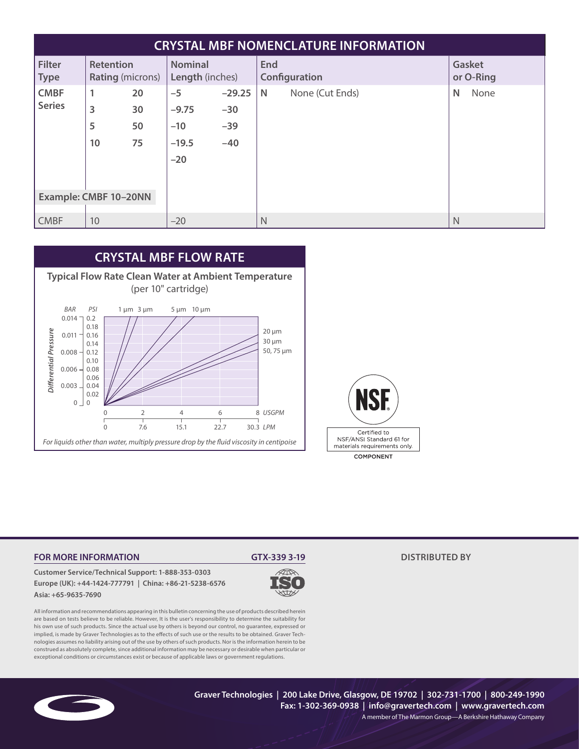## CRYSTAL MBF NOMENCLATURE INFORMATION

| Filter Type | Retention Rating (microns) | | Nominal Length (inches) | | End Configuration | Gasket or O-Ring |
|---|---|---|---|---|---|---|
| CMBF Series | 1 | 20 | –5 | –29.25 | N None (Cut Ends) | N None |
| | 3 | 30 | –9.75 | –30 | | |
| | 5 | 50 | –10 | –39 | | |
| | 10 | 75 | –19.5 | –40 | | |
| | | | –20 | | | |

Example: CMBF 10–20NN

| CMBF | 10 | –20 | N | N |
|---|---|---|---|---|

## CRYSTAL MBF FLOW RATE

**Typical Flow Rate Clean Water at Ambient Temperature**
(per 10" cartridge)

BAR PSI
0.014 0.2
0.18
0.011 0.16
0.14
0.008 0.12
0.10
0.006 0.08
0.06
0.003 0.04
0.02
0 0

*Differential Pressure*

1 µm 3 µm 5 µm 10 µm
20 µm
30 µm
50, 75 µm

0 2 4 6 8 *USGPM*
0 7.6 15.1 22.7 30.3 *LPM*

*For liquids other than water, multiply pressure drop by the fluid viscosity in centipoise*

NSF

Certified to NSF/ANSI Standard 61 for materials requirements only.

COMPONENT

**FOR MORE INFORMATION** **GTX-339 3-19**

**Customer Service/Technical Support: 1-888-353-0303**
**Europe (UK): +44-1424-777791 | China: +86-21-5238-6576**
**Asia: +65-9635-7690**

ISO

All information and recommendations appearing in this bulletin concerning the use of products described herein are based on tests believe to be reliable. However, It is the user's responsibility to determine the suitability for his own use of such products. Since the actual use by others is beyond our control, no guarantee, expressed or implied, is made by Graver Technologies as to the effects of such use or the results to be obtained. Graver Technologies assumes no liability arising out of the use by others of such products. Nor is the information herein to be construed as absolutely complete, since additional information may be necessary or desirable when particular or exceptional conditions or circumstances exist or because of applicable laws or government regulations.

**DISTRIBUTED BY**

**Graver Technologies | 200 Lake Drive, Glasgow, DE 19702 | 302-731-1700 | 800-249-1990**
**Fax: 1-302-369-0938 | info@gravertech.com | www.gravertech.com**
A member of The Marmon Group—A Berkshire Hathaway Company